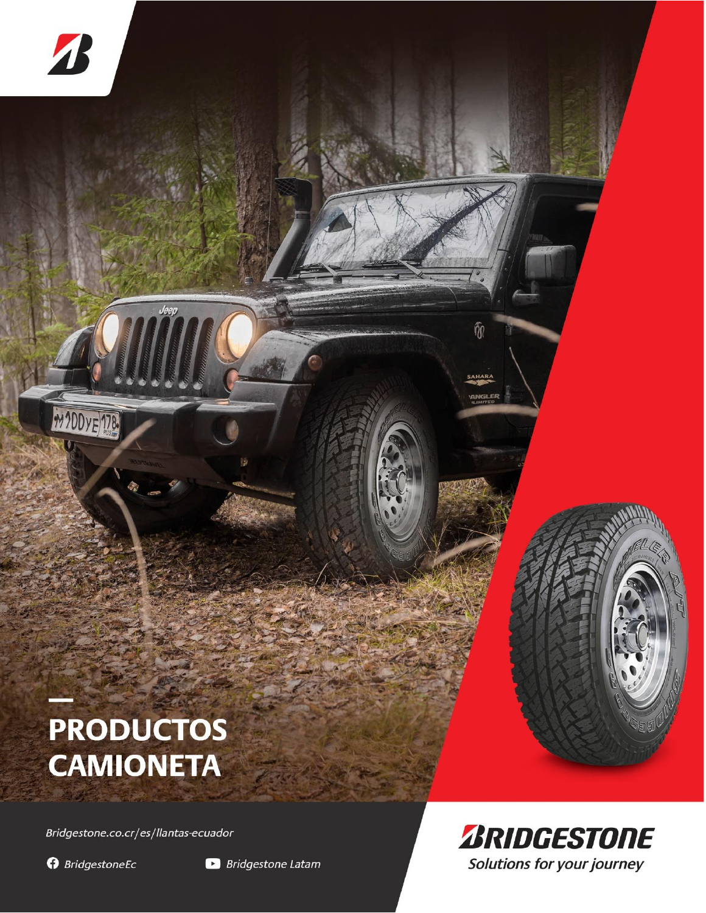# PRODUCTOS CAMIONETA

Bridgestone.co.cr/es/llantas-ecuador

BridgestoneEc

Bridgestone Latam

BRIDGESTONE

Solutions for your journey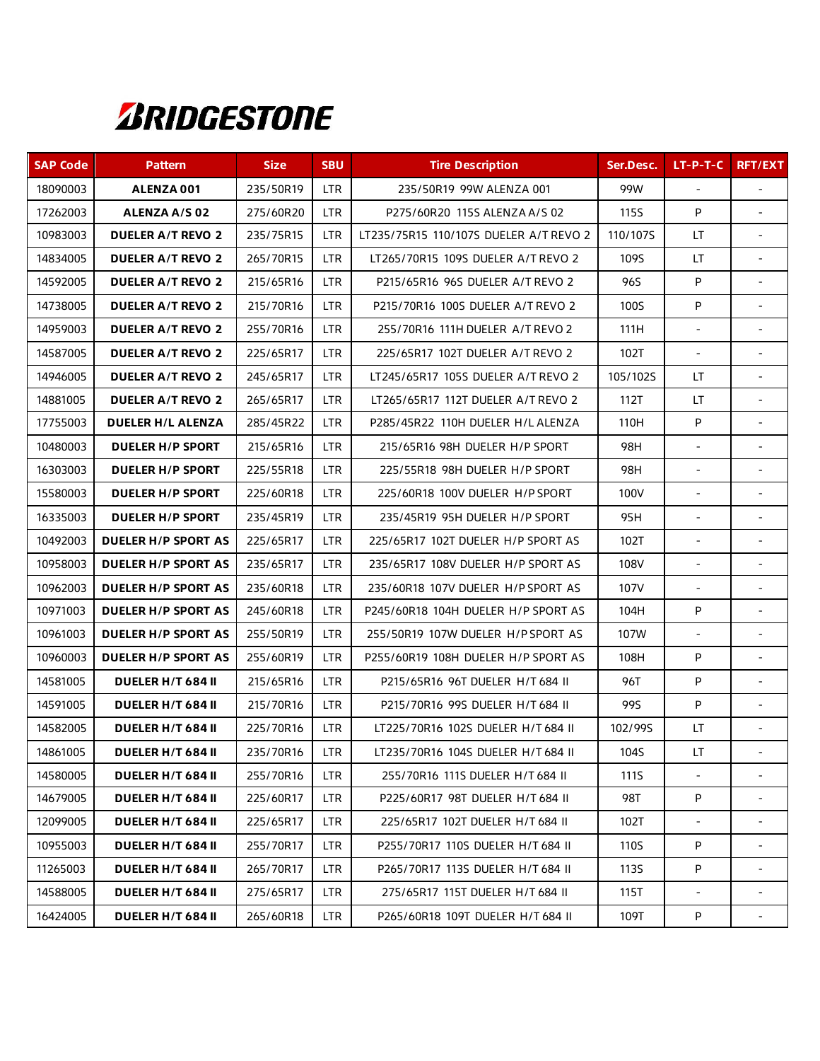# BRIDGESTONE

| SAP Code | Pattern | Size | SBU | Tire Description | Ser.Desc. | LT-P-T-C | RFT/EXT |
|---|---|---|---|---|---|---|---|
| 18090003 | **ALENZA 001** | 235/50R19 | LTR | 235/50R19 99W ALENZA 001 | 99W | - | - |
| 17262003 | **ALENZA A/S 02** | 275/60R20 | LTR | P275/60R20 115S ALENZA A/S 02 | 115S | P | - |
| 10983003 | **DUELER A/T REVO 2** | 235/75R15 | LTR | LT235/75R15 110/107S DUELER A/T REVO 2 | 110/107S | LT | - |
| 14834005 | **DUELER A/T REVO 2** | 265/70R15 | LTR | LT265/70R15 109S DUELER A/T REVO 2 | 109S | LT | - |
| 14592005 | **DUELER A/T REVO 2** | 215/65R16 | LTR | P215/65R16 96S DUELER A/T REVO 2 | 96S | P | - |
| 14738005 | **DUELER A/T REVO 2** | 215/70R16 | LTR | P215/70R16 100S DUELER A/T REVO 2 | 100S | P | - |
| 14959003 | **DUELER A/T REVO 2** | 255/70R16 | LTR | 255/70R16 111H DUELER A/T REVO 2 | 111H | - | - |
| 14587005 | **DUELER A/T REVO 2** | 225/65R17 | LTR | 225/65R17 102T DUELER A/T REVO 2 | 102T | - | - |
| 14946005 | **DUELER A/T REVO 2** | 245/65R17 | LTR | LT245/65R17 105S DUELER A/T REVO 2 | 105/102S | LT | - |
| 14881005 | **DUELER A/T REVO 2** | 265/65R17 | LTR | LT265/65R17 112T DUELER A/T REVO 2 | 112T | LT | - |
| 17755003 | **DUELER H/L ALENZA** | 285/45R22 | LTR | P285/45R22 110H DUELER H/L ALENZA | 110H | P | - |
| 10480003 | **DUELER H/P SPORT** | 215/65R16 | LTR | 215/65R16 98H DUELER H/P SPORT | 98H | - | - |
| 16303003 | **DUELER H/P SPORT** | 225/55R18 | LTR | 225/55R18 98H DUELER H/P SPORT | 98H | - | - |
| 15580003 | **DUELER H/P SPORT** | 225/60R18 | LTR | 225/60R18 100V DUELER H/P SPORT | 100V | - | - |
| 16335003 | **DUELER H/P SPORT** | 235/45R19 | LTR | 235/45R19 95H DUELER H/P SPORT | 95H | - | - |
| 10492003 | **DUELER H/P SPORT AS** | 225/65R17 | LTR | 225/65R17 102T DUELER H/P SPORT AS | 102T | - | - |
| 10958003 | **DUELER H/P SPORT AS** | 235/65R17 | LTR | 235/65R17 108V DUELER H/P SPORT AS | 108V | - | - |
| 10962003 | **DUELER H/P SPORT AS** | 235/60R18 | LTR | 235/60R18 107V DUELER H/P SPORT AS | 107V | - | - |
| 10971003 | **DUELER H/P SPORT AS** | 245/60R18 | LTR | P245/60R18 104H DUELER H/P SPORT AS | 104H | P | - |
| 10961003 | **DUELER H/P SPORT AS** | 255/50R19 | LTR | 255/50R19 107W DUELER H/P SPORT AS | 107W | - | - |
| 10960003 | **DUELER H/P SPORT AS** | 255/60R19 | LTR | P255/60R19 108H DUELER H/P SPORT AS | 108H | P | - |
| 14581005 | **DUELER H/T 684 II** | 215/65R16 | LTR | P215/65R16 96T DUELER H/T 684 II | 96T | P | - |
| 14591005 | **DUELER H/T 684 II** | 215/70R16 | LTR | P215/70R16 99S DUELER H/T 684 II | 99S | P | - |
| 14582005 | **DUELER H/T 684 II** | 225/70R16 | LTR | LT225/70R16 102S DUELER H/T 684 II | 102/99S | LT | - |
| 14861005 | **DUELER H/T 684 II** | 235/70R16 | LTR | LT235/70R16 104S DUELER H/T 684 II | 104S | LT | - |
| 14580005 | **DUELER H/T 684 II** | 255/70R16 | LTR | 255/70R16 111S DUELER H/T 684 II | 111S | - | - |
| 14679005 | **DUELER H/T 684 II** | 225/60R17 | LTR | P225/60R17 98T DUELER H/T 684 II | 98T | P | - |
| 12099005 | **DUELER H/T 684 II** | 225/65R17 | LTR | 225/65R17 102T DUELER H/T 684 II | 102T | - | - |
| 10955003 | **DUELER H/T 684 II** | 255/70R17 | LTR | P255/70R17 110S DUELER H/T 684 II | 110S | P | - |
| 11265003 | **DUELER H/T 684 II** | 265/70R17 | LTR | P265/70R17 113S DUELER H/T 684 II | 113S | P | - |
| 14588005 | **DUELER H/T 684 II** | 275/65R17 | LTR | 275/65R17 115T DUELER H/T 684 II | 115T | - | - |
| 16424005 | **DUELER H/T 684 II** | 265/60R18 | LTR | P265/60R18 109T DUELER H/T 684 II | 109T | P | - |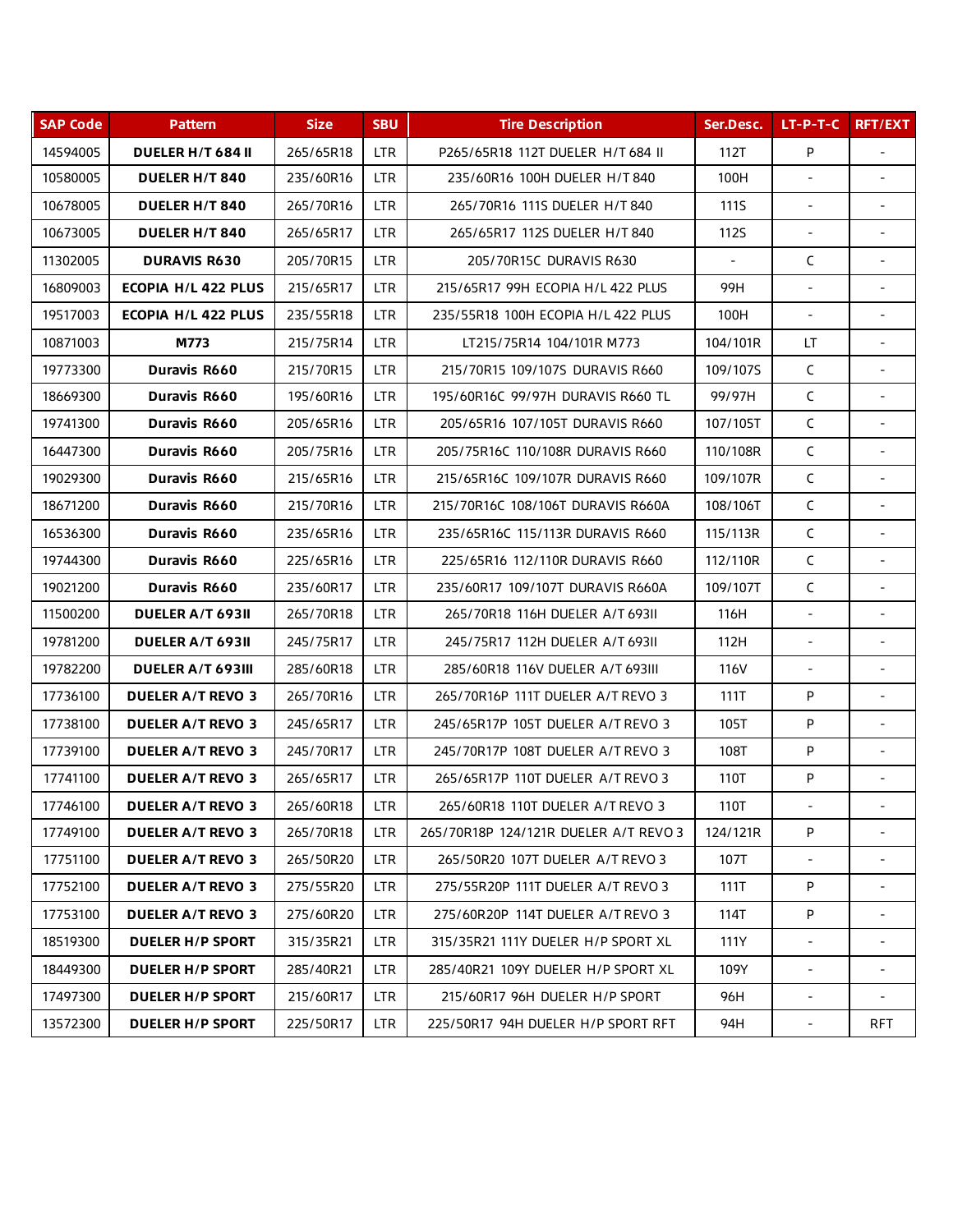| SAP Code | Pattern | Size | SBU | Tire Description | Ser.Desc. | LT-P-T-C | RFT/EXT |
| --- | --- | --- | --- | --- | --- | --- | --- |
| 14594005 | **DUELER H/T 684 II** | 265/65R18 | LTR | P265/65R18 112T DUELER H/T 684 II | 112T | P | - |
| 10580005 | **DUELER H/T 840** | 235/60R16 | LTR | 235/60R16 100H DUELER H/T 840 | 100H | - | - |
| 10678005 | **DUELER H/T 840** | 265/70R16 | LTR | 265/70R16 111S DUELER H/T 840 | 111S | - | - |
| 10673005 | **DUELER H/T 840** | 265/65R17 | LTR | 265/65R17 112S DUELER H/T 840 | 112S | - | - |
| 11302005 | **DURAVIS R630** | 205/70R15 | LTR | 205/70R15C DURAVIS R630 | - | C | - |
| 16809003 | **ECOPIA H/L 422 PLUS** | 215/65R17 | LTR | 215/65R17 99H ECOPIA H/L 422 PLUS | 99H | - | - |
| 19517003 | **ECOPIA H/L 422 PLUS** | 235/55R18 | LTR | 235/55R18 100H ECOPIA H/L 422 PLUS | 100H | - | - |
| 10871003 | **M773** | 215/75R14 | LTR | LT215/75R14 104/101R M773 | 104/101R | LT | - |
| 19773300 | **Duravis R660** | 215/70R15 | LTR | 215/70R15 109/107S DURAVIS R660 | 109/107S | C | - |
| 18669300 | **Duravis R660** | 195/60R16 | LTR | 195/60R16C 99/97H DURAVIS R660 TL | 99/97H | C | - |
| 19741300 | **Duravis R660** | 205/65R16 | LTR | 205/65R16 107/105T DURAVIS R660 | 107/105T | C | - |
| 16447300 | **Duravis R660** | 205/75R16 | LTR | 205/75R16C 110/108R DURAVIS R660 | 110/108R | C | - |
| 19029300 | **Duravis R660** | 215/65R16 | LTR | 215/65R16C 109/107R DURAVIS R660 | 109/107R | C | - |
| 18671200 | **Duravis R660** | 215/70R16 | LTR | 215/70R16C 108/106T DURAVIS R660A | 108/106T | C | - |
| 16536300 | **Duravis R660** | 235/65R16 | LTR | 235/65R16C 115/113R DURAVIS R660 | 115/113R | C | - |
| 19744300 | **Duravis R660** | 225/65R16 | LTR | 225/65R16 112/110R DURAVIS R660 | 112/110R | C | - |
| 19021200 | **Duravis R660** | 235/60R17 | LTR | 235/60R17 109/107T DURAVIS R660A | 109/107T | C | - |
| 11500200 | **DUELER A/T 693II** | 265/70R18 | LTR | 265/70R18 116H DUELER A/T 693II | 116H | - | - |
| 19781200 | **DUELER A/T 693II** | 245/75R17 | LTR | 245/75R17 112H DUELER A/T 693II | 112H | - | - |
| 19782200 | **DUELER A/T 693III** | 285/60R18 | LTR | 285/60R18 116V DUELER A/T 693III | 116V | - | - |
| 17736100 | **DUELER A/T REVO 3** | 265/70R16 | LTR | 265/70R16P 111T DUELER A/T REVO 3 | 111T | P | - |
| 17738100 | **DUELER A/T REVO 3** | 245/65R17 | LTR | 245/65R17P 105T DUELER A/T REVO 3 | 105T | P | - |
| 17739100 | **DUELER A/T REVO 3** | 245/70R17 | LTR | 245/70R17P 108T DUELER A/T REVO 3 | 108T | P | - |
| 17741100 | **DUELER A/T REVO 3** | 265/65R17 | LTR | 265/65R17P 110T DUELER A/T REVO 3 | 110T | P | - |
| 17746100 | **DUELER A/T REVO 3** | 265/60R18 | LTR | 265/60R18 110T DUELER A/T REVO 3 | 110T | - | - |
| 17749100 | **DUELER A/T REVO 3** | 265/70R18 | LTR | 265/70R18P 124/121R DUELER A/T REVO 3 | 124/121R | P | - |
| 17751100 | **DUELER A/T REVO 3** | 265/50R20 | LTR | 265/50R20 107T DUELER A/T REVO 3 | 107T | - | - |
| 17752100 | **DUELER A/T REVO 3** | 275/55R20 | LTR | 275/55R20P 111T DUELER A/T REVO 3 | 111T | P | - |
| 17753100 | **DUELER A/T REVO 3** | 275/60R20 | LTR | 275/60R20P 114T DUELER A/T REVO 3 | 114T | P | - |
| 18519300 | **DUELER H/P SPORT** | 315/35R21 | LTR | 315/35R21 111Y DUELER H/P SPORT XL | 111Y | - | - |
| 18449300 | **DUELER H/P SPORT** | 285/40R21 | LTR | 285/40R21 109Y DUELER H/P SPORT XL | 109Y | - | - |
| 17497300 | **DUELER H/P SPORT** | 215/60R17 | LTR | 215/60R17 96H DUELER H/P SPORT | 96H | - | - |
| 13572300 | **DUELER H/P SPORT** | 225/50R17 | LTR | 225/50R17 94H DUELER H/P SPORT RFT | 94H | - | RFT |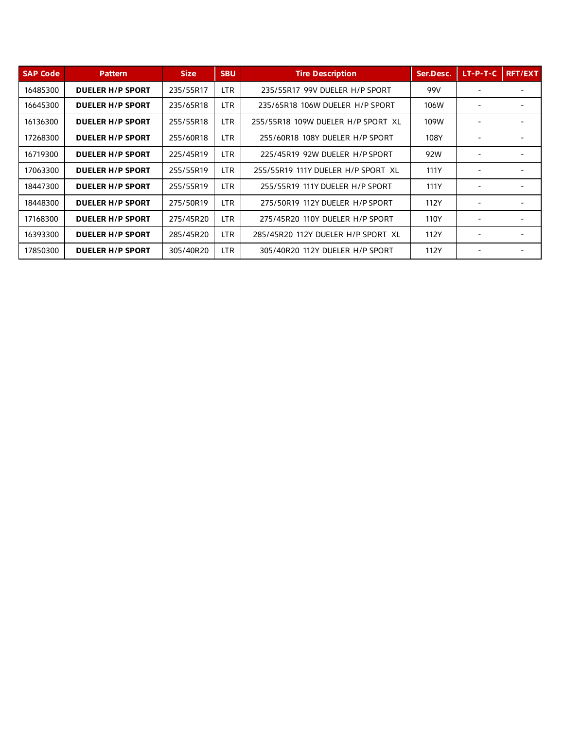| SAP Code | Pattern | Size | SBU | Tire Description | Ser.Desc. | LT-P-T-C | RFT/EXT |
|---|---|---|---|---|---|---|---|
| 16485300 | **DUELER H/P SPORT** | 235/55R17 | LTR | 235/55R17 99V DUELER H/P SPORT | 99V | - | - |
| 16645300 | **DUELER H/P SPORT** | 235/65R18 | LTR | 235/65R18 106W DUELER H/P SPORT | 106W | - | - |
| 16136300 | **DUELER H/P SPORT** | 255/55R18 | LTR | 255/55R18 109W DUELER H/P SPORT XL | 109W | - | - |
| 17268300 | **DUELER H/P SPORT** | 255/60R18 | LTR | 255/60R18 108Y DUELER H/P SPORT | 108Y | - | - |
| 16719300 | **DUELER H/P SPORT** | 225/45R19 | LTR | 225/45R19 92W DUELER H/P SPORT | 92W | - | - |
| 17063300 | **DUELER H/P SPORT** | 255/55R19 | LTR | 255/55R19 111Y DUELER H/P SPORT XL | 111Y | - | - |
| 18447300 | **DUELER H/P SPORT** | 255/55R19 | LTR | 255/55R19 111Y DUELER H/P SPORT | 111Y | - | - |
| 18448300 | **DUELER H/P SPORT** | 275/50R19 | LTR | 275/50R19 112Y DUELER H/P SPORT | 112Y | - | - |
| 17168300 | **DUELER H/P SPORT** | 275/45R20 | LTR | 275/45R20 110Y DUELER H/P SPORT | 110Y | - | - |
| 16393300 | **DUELER H/P SPORT** | 285/45R20 | LTR | 285/45R20 112Y DUELER H/P SPORT XL | 112Y | - | - |
| 17850300 | **DUELER H/P SPORT** | 305/40R20 | LTR | 305/40R20 112Y DUELER H/P SPORT | 112Y | - | - |